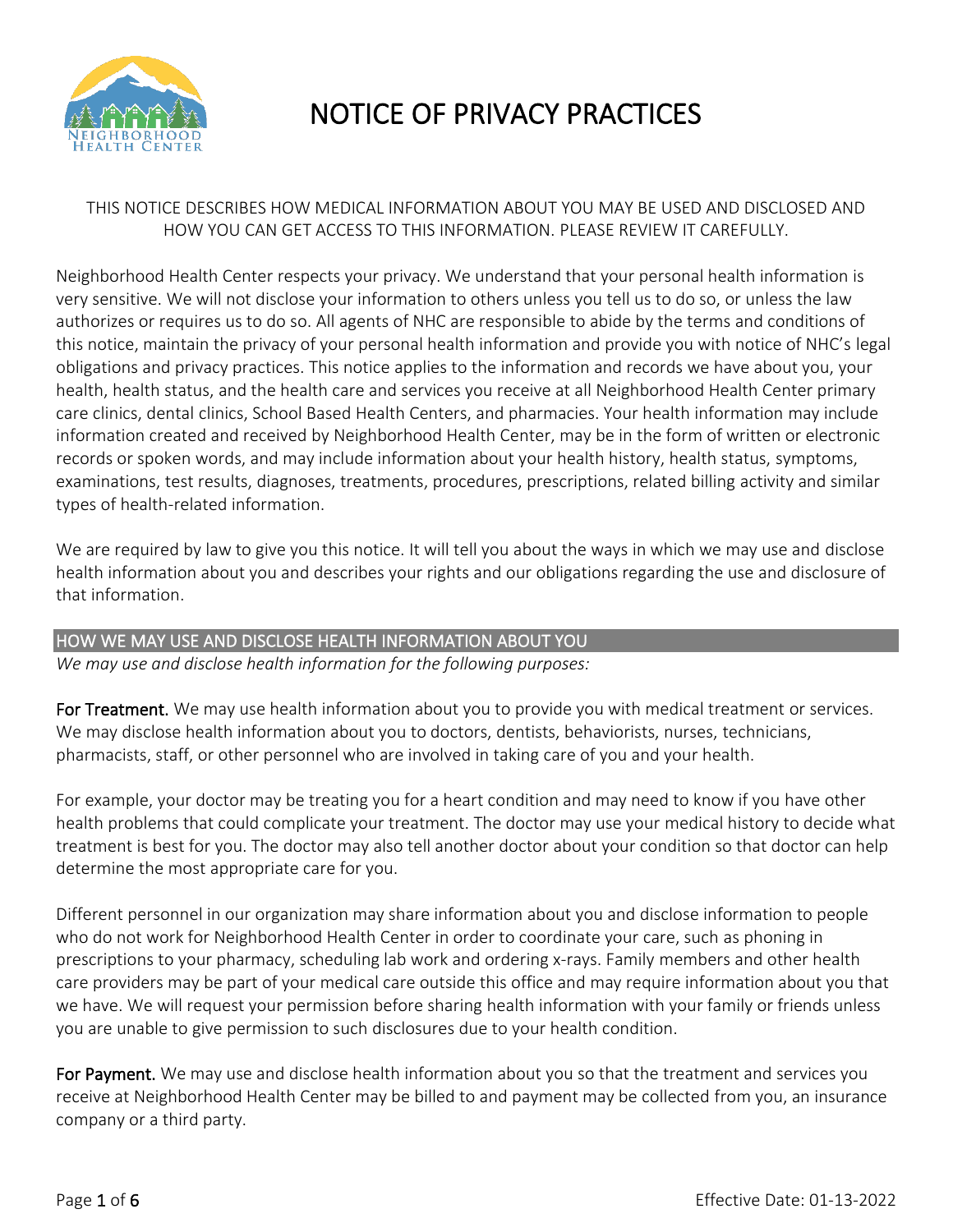# NOTICE OF PRIVACY PRACTICES

THIS NOTICE DESCRIBES HOW MEDICAL INFORMATION ABOUT YOU MAY BE USED AND DISCLOSED AND HOW YOU CAN GET ACCESS TO THIS INFORMATION. PLEASE REVIEW IT CAREFULLY.

Neighborhood Health Center respects your privacy. We understand that your personal health information is very sensitive. We will not disclose your information to others unless you tell us to do so, or unless the law authorizes or requires us to do so. All agents of NHC are responsible to abide by the terms and conditions of this notice, maintain the privacy of your personal health information and provide you with notice of NHC's legal obligations and privacy practices. This notice applies to the information and records we have about you, your health, health status, and the health care and services you receive at all Neighborhood Health Center primary care clinics, dental clinics, School Based Health Centers, and pharmacies. Your health information may include information created and received by Neighborhood Health Center, may be in the form of written or electronic records or spoken words, and may include information about your health history, health status, symptoms, examinations, test results, diagnoses, treatments, procedures, prescriptions, related billing activity and similar types of health-related information.

We are required by law to give you this notice. It will tell you about the ways in which we may use and disclose health information about you and describes your rights and our obligations regarding the use and disclosure of that information.

## HOW WE MAY USE AND DISCLOSE HEALTH INFORMATION ABOUT YOU

*We may use and disclose health information for the following purposes:*

**For Treatment.** We may use health information about you to provide you with medical treatment or services. We may disclose health information about you to doctors, dentists, behaviorists, nurses, technicians, pharmacists, staff, or other personnel who are involved in taking care of you and your health.

For example, your doctor may be treating you for a heart condition and may need to know if you have other health problems that could complicate your treatment. The doctor may use your medical history to decide what treatment is best for you. The doctor may also tell another doctor about your condition so that doctor can help determine the most appropriate care for you.

Different personnel in our organization may share information about you and disclose information to people who do not work for Neighborhood Health Center in order to coordinate your care, such as phoning in prescriptions to your pharmacy, scheduling lab work and ordering x-rays. Family members and other health care providers may be part of your medical care outside this office and may require information about you that we have. We will request your permission before sharing health information with your family or friends unless you are unable to give permission to such disclosures due to your health condition.

**For Payment.** We may use and disclose health information about you so that the treatment and services you receive at Neighborhood Health Center may be billed to and payment may be collected from you, an insurance company or a third party.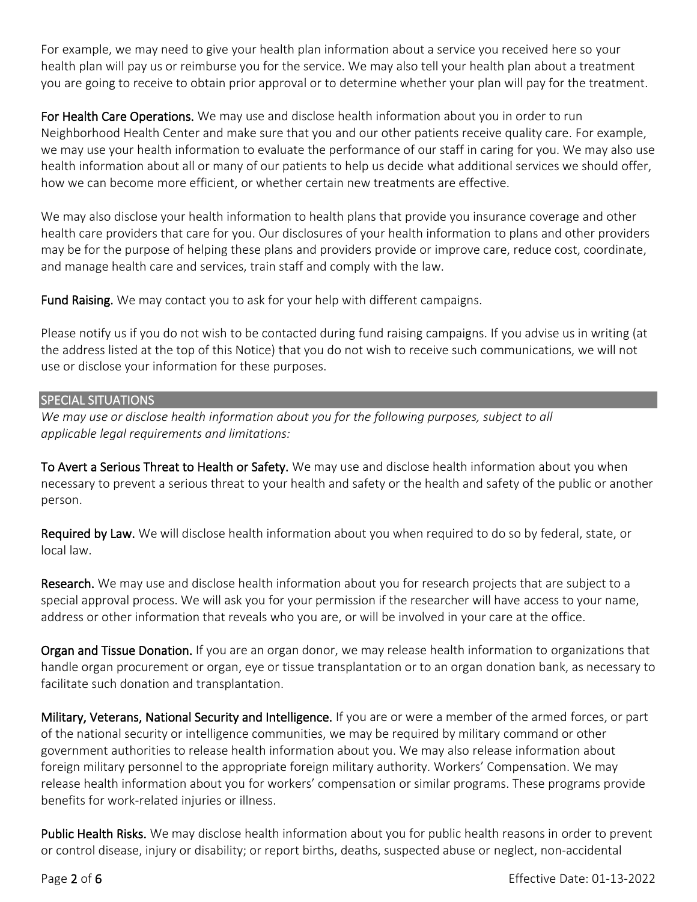For example, we may need to give your health plan information about a service you received here so your health plan will pay us or reimburse you for the service. We may also tell your health plan about a treatment you are going to receive to obtain prior approval or to determine whether your plan will pay for the treatment.

**For Health Care Operations.** We may use and disclose health information about you in order to run Neighborhood Health Center and make sure that you and our other patients receive quality care. For example, we may use your health information to evaluate the performance of our staff in caring for you. We may also use health information about all or many of our patients to help us decide what additional services we should offer, how we can become more efficient, or whether certain new treatments are effective.

We may also disclose your health information to health plans that provide you insurance coverage and other health care providers that care for you. Our disclosures of your health information to plans and other providers may be for the purpose of helping these plans and providers provide or improve care, reduce cost, coordinate, and manage health care and services, train staff and comply with the law.

**Fund Raising.** We may contact you to ask for your help with different campaigns.

Please notify us if you do not wish to be contacted during fund raising campaigns. If you advise us in writing (at the address listed at the top of this Notice) that you do not wish to receive such communications, we will not use or disclose your information for these purposes.

## SPECIAL SITUATIONS

*We may use or disclose health information about you for the following purposes, subject to all applicable legal requirements and limitations:*

**To Avert a Serious Threat to Health or Safety.** We may use and disclose health information about you when necessary to prevent a serious threat to your health and safety or the health and safety of the public or another person.

**Required by Law.** We will disclose health information about you when required to do so by federal, state, or local law.

**Research.** We may use and disclose health information about you for research projects that are subject to a special approval process. We will ask you for your permission if the researcher will have access to your name, address or other information that reveals who you are, or will be involved in your care at the office.

**Organ and Tissue Donation.** If you are an organ donor, we may release health information to organizations that handle organ procurement or organ, eye or tissue transplantation or to an organ donation bank, as necessary to facilitate such donation and transplantation.

**Military, Veterans, National Security and Intelligence.** If you are or were a member of the armed forces, or part of the national security or intelligence communities, we may be required by military command or other government authorities to release health information about you. We may also release information about foreign military personnel to the appropriate foreign military authority. Workers' Compensation. We may release health information about you for workers' compensation or similar programs. These programs provide benefits for work-related injuries or illness.

**Public Health Risks.** We may disclose health information about you for public health reasons in order to prevent or control disease, injury or disability; or report births, deaths, suspected abuse or neglect, non-accidental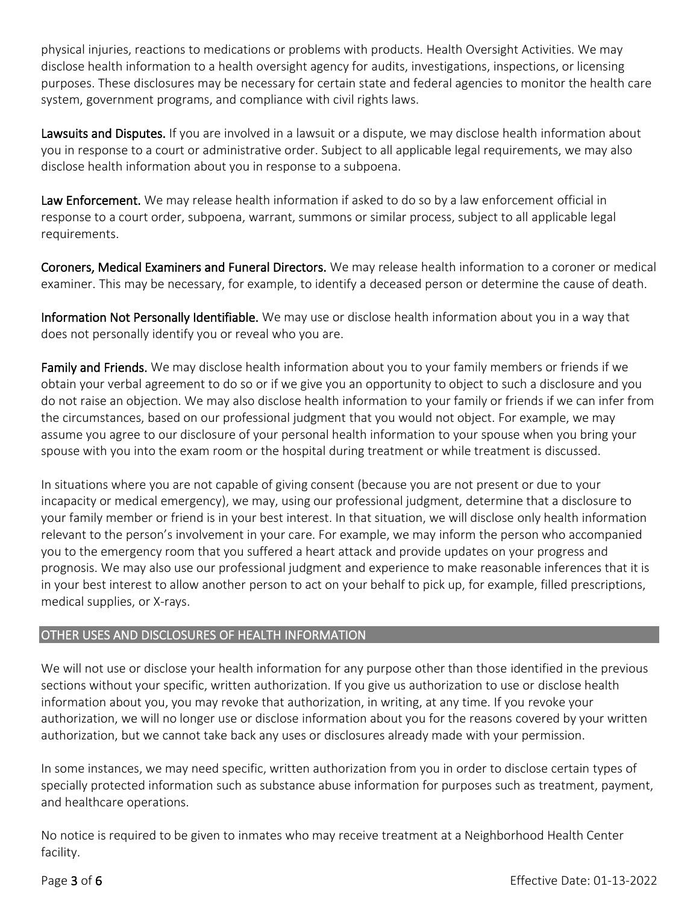physical injuries, reactions to medications or problems with products. Health Oversight Activities. We may disclose health information to a health oversight agency for audits, investigations, inspections, or licensing purposes. These disclosures may be necessary for certain state and federal agencies to monitor the health care system, government programs, and compliance with civil rights laws.

**Lawsuits and Disputes.** If you are involved in a lawsuit or a dispute, we may disclose health information about you in response to a court or administrative order. Subject to all applicable legal requirements, we may also disclose health information about you in response to a subpoena.

**Law Enforcement.** We may release health information if asked to do so by a law enforcement official in response to a court order, subpoena, warrant, summons or similar process, subject to all applicable legal requirements.

**Coroners, Medical Examiners and Funeral Directors.** We may release health information to a coroner or medical examiner. This may be necessary, for example, to identify a deceased person or determine the cause of death.

**Information Not Personally Identifiable.** We may use or disclose health information about you in a way that does not personally identify you or reveal who you are.

**Family and Friends.** We may disclose health information about you to your family members or friends if we obtain your verbal agreement to do so or if we give you an opportunity to object to such a disclosure and you do not raise an objection. We may also disclose health information to your family or friends if we can infer from the circumstances, based on our professional judgment that you would not object. For example, we may assume you agree to our disclosure of your personal health information to your spouse when you bring your spouse with you into the exam room or the hospital during treatment or while treatment is discussed.

In situations where you are not capable of giving consent (because you are not present or due to your incapacity or medical emergency), we may, using our professional judgment, determine that a disclosure to your family member or friend is in your best interest. In that situation, we will disclose only health information relevant to the person's involvement in your care. For example, we may inform the person who accompanied you to the emergency room that you suffered a heart attack and provide updates on your progress and prognosis. We may also use our professional judgment and experience to make reasonable inferences that it is in your best interest to allow another person to act on your behalf to pick up, for example, filled prescriptions, medical supplies, or X-rays.

## OTHER USES AND DISCLOSURES OF HEALTH INFORMATION

We will not use or disclose your health information for any purpose other than those identified in the previous sections without your specific, written authorization. If you give us authorization to use or disclose health information about you, you may revoke that authorization, in writing, at any time. If you revoke your authorization, we will no longer use or disclose information about you for the reasons covered by your written authorization, but we cannot take back any uses or disclosures already made with your permission.

In some instances, we may need specific, written authorization from you in order to disclose certain types of specially protected information such as substance abuse information for purposes such as treatment, payment, and healthcare operations.

No notice is required to be given to inmates who may receive treatment at a Neighborhood Health Center facility.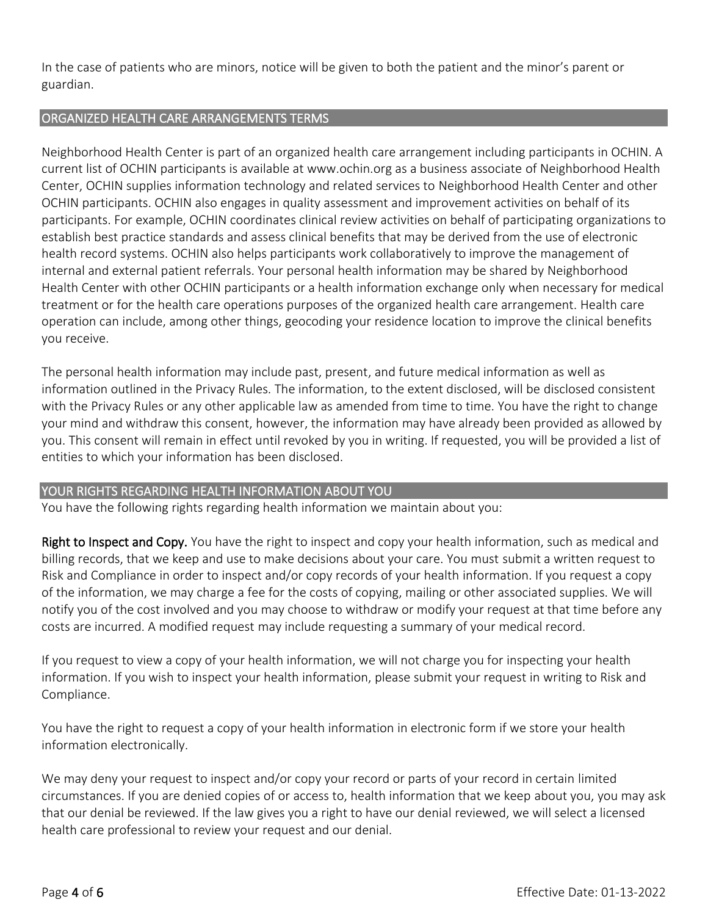In the case of patients who are minors, notice will be given to both the patient and the minor's parent or guardian.

## ORGANIZED HEALTH CARE ARRANGEMENTS TERMS

Neighborhood Health Center is part of an organized health care arrangement including participants in OCHIN. A current list of OCHIN participants is available at www.ochin.org as a business associate of Neighborhood Health Center, OCHIN supplies information technology and related services to Neighborhood Health Center and other OCHIN participants. OCHIN also engages in quality assessment and improvement activities on behalf of its participants. For example, OCHIN coordinates clinical review activities on behalf of participating organizations to establish best practice standards and assess clinical benefits that may be derived from the use of electronic health record systems. OCHIN also helps participants work collaboratively to improve the management of internal and external patient referrals. Your personal health information may be shared by Neighborhood Health Center with other OCHIN participants or a health information exchange only when necessary for medical treatment or for the health care operations purposes of the organized health care arrangement. Health care operation can include, among other things, geocoding your residence location to improve the clinical benefits you receive.

The personal health information may include past, present, and future medical information as well as information outlined in the Privacy Rules. The information, to the extent disclosed, will be disclosed consistent with the Privacy Rules or any other applicable law as amended from time to time. You have the right to change your mind and withdraw this consent, however, the information may have already been provided as allowed by you. This consent will remain in effect until revoked by you in writing. If requested, you will be provided a list of entities to which your information has been disclosed.

## YOUR RIGHTS REGARDING HEALTH INFORMATION ABOUT YOU

You have the following rights regarding health information we maintain about you:

**Right to Inspect and Copy.** You have the right to inspect and copy your health information, such as medical and billing records, that we keep and use to make decisions about your care. You must submit a written request to Risk and Compliance in order to inspect and/or copy records of your health information. If you request a copy of the information, we may charge a fee for the costs of copying, mailing or other associated supplies. We will notify you of the cost involved and you may choose to withdraw or modify your request at that time before any costs are incurred. A modified request may include requesting a summary of your medical record.

If you request to view a copy of your health information, we will not charge you for inspecting your health information. If you wish to inspect your health information, please submit your request in writing to Risk and Compliance.

You have the right to request a copy of your health information in electronic form if we store your health information electronically.

We may deny your request to inspect and/or copy your record or parts of your record in certain limited circumstances. If you are denied copies of or access to, health information that we keep about you, you may ask that our denial be reviewed. If the law gives you a right to have our denial reviewed, we will select a licensed health care professional to review your request and our denial.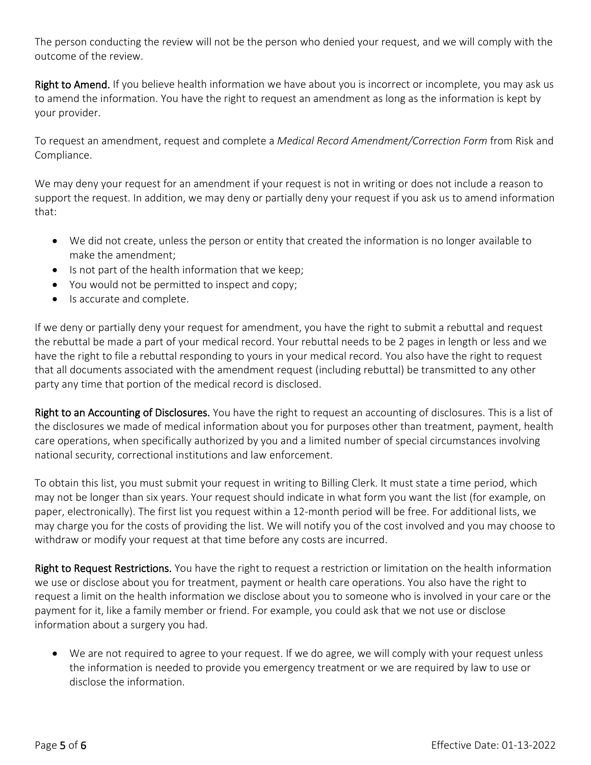The person conducting the review will not be the person who denied your request, and we will comply with the outcome of the review.

**Right to Amend.** If you believe health information we have about you is incorrect or incomplete, you may ask us to amend the information. You have the right to request an amendment as long as the information is kept by your provider.

To request an amendment, request and complete a *Medical Record Amendment/Correction Form* from Risk and Compliance.

We may deny your request for an amendment if your request is not in writing or does not include a reason to support the request. In addition, we may deny or partially deny your request if you ask us to amend information that:

- We did not create, unless the person or entity that created the information is no longer available to make the amendment;
- Is not part of the health information that we keep;
- You would not be permitted to inspect and copy;
- Is accurate and complete.

If we deny or partially deny your request for amendment, you have the right to submit a rebuttal and request the rebuttal be made a part of your medical record. Your rebuttal needs to be 2 pages in length or less and we have the right to file a rebuttal responding to yours in your medical record. You also have the right to request that all documents associated with the amendment request (including rebuttal) be transmitted to any other party any time that portion of the medical record is disclosed.

**Right to an Accounting of Disclosures.** You have the right to request an accounting of disclosures. This is a list of the disclosures we made of medical information about you for purposes other than treatment, payment, health care operations, when specifically authorized by you and a limited number of special circumstances involving national security, correctional institutions and law enforcement.

To obtain this list, you must submit your request in writing to Billing Clerk. It must state a time period, which may not be longer than six years. Your request should indicate in what form you want the list (for example, on paper, electronically). The first list you request within a 12-month period will be free. For additional lists, we may charge you for the costs of providing the list. We will notify you of the cost involved and you may choose to withdraw or modify your request at that time before any costs are incurred.

**Right to Request Restrictions.** You have the right to request a restriction or limitation on the health information we use or disclose about you for treatment, payment or health care operations. You also have the right to request a limit on the health information we disclose about you to someone who is involved in your care or the payment for it, like a family member or friend. For example, you could ask that we not use or disclose information about a surgery you had.

- We are not required to agree to your request. If we do agree, we will comply with your request unless the information is needed to provide you emergency treatment or we are required by law to use or disclose the information.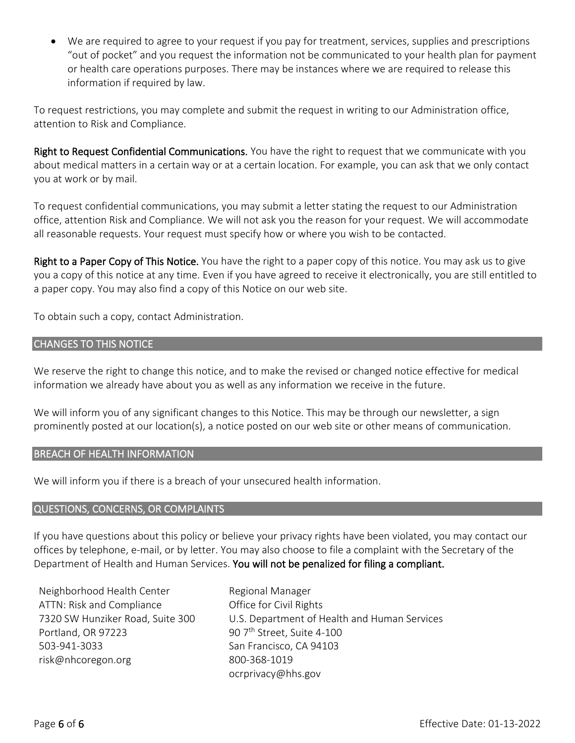- We are required to agree to your request if you pay for treatment, services, supplies and prescriptions "out of pocket" and you request the information not be communicated to your health plan for payment or health care operations purposes. There may be instances where we are required to release this information if required by law.

To request restrictions, you may complete and submit the request in writing to our Administration office, attention to Risk and Compliance.

**Right to Request Confidential Communications.** You have the right to request that we communicate with you about medical matters in a certain way or at a certain location. For example, you can ask that we only contact you at work or by mail.

To request confidential communications, you may submit a letter stating the request to our Administration office, attention Risk and Compliance. We will not ask you the reason for your request. We will accommodate all reasonable requests. Your request must specify how or where you wish to be contacted.

**Right to a Paper Copy of This Notice.** You have the right to a paper copy of this notice. You may ask us to give you a copy of this notice at any time. Even if you have agreed to receive it electronically, you are still entitled to a paper copy. You may also find a copy of this Notice on our web site.

To obtain such a copy, contact Administration.

## CHANGES TO THIS NOTICE

We reserve the right to change this notice, and to make the revised or changed notice effective for medical information we already have about you as well as any information we receive in the future.

We will inform you of any significant changes to this Notice. This may be through our newsletter, a sign prominently posted at our location(s), a notice posted on our web site or other means of communication.

## BREACH OF HEALTH INFORMATION

We will inform you if there is a breach of your unsecured health information.

## QUESTIONS, CONCERNS, OR COMPLAINTS

If you have questions about this policy or believe your privacy rights have been violated, you may contact our offices by telephone, e-mail, or by letter. You may also choose to file a complaint with the Secretary of the Department of Health and Human Services. **You will not be penalized for filing a compliant.**

Neighborhood Health Center
ATTN: Risk and Compliance
7320 SW Hunziker Road, Suite 300
Portland, OR 97223
503-941-3033
risk@nhcoregon.org

Regional Manager
Office for Civil Rights
U.S. Department of Health and Human Services
90 7th Street, Suite 4-100
San Francisco, CA 94103
800-368-1019
ocrprivacy@hhs.gov

Effective Date: 01-13-2022